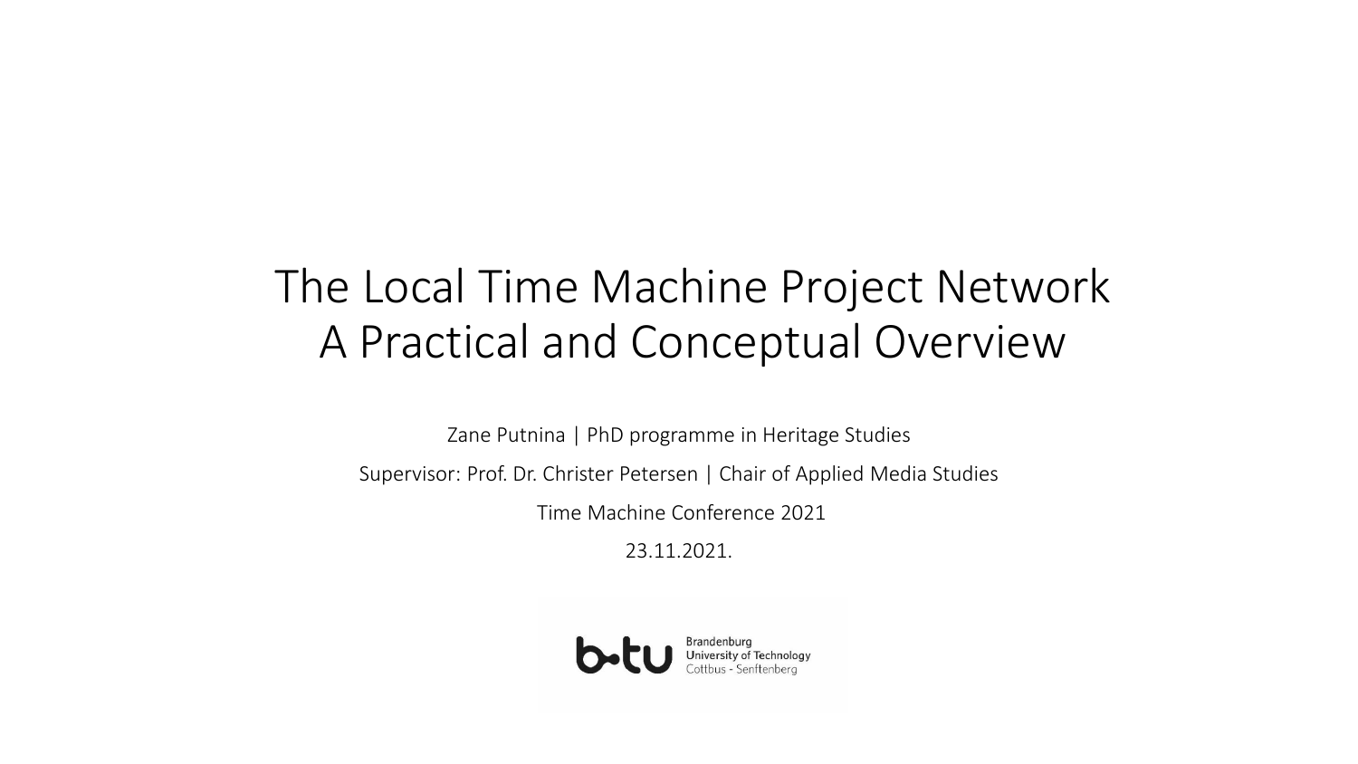# The Local Time Machine Project Network
# A Practical and Conceptual Overview

Zane Putnina | PhD programme in Heritage Studies

Supervisor: Prof. Dr. Christer Petersen | Chair of Applied Media Studies

Time Machine Conference 2021

23.11.2021.

Brandenburg University of Technology Cottbus - Senftenberg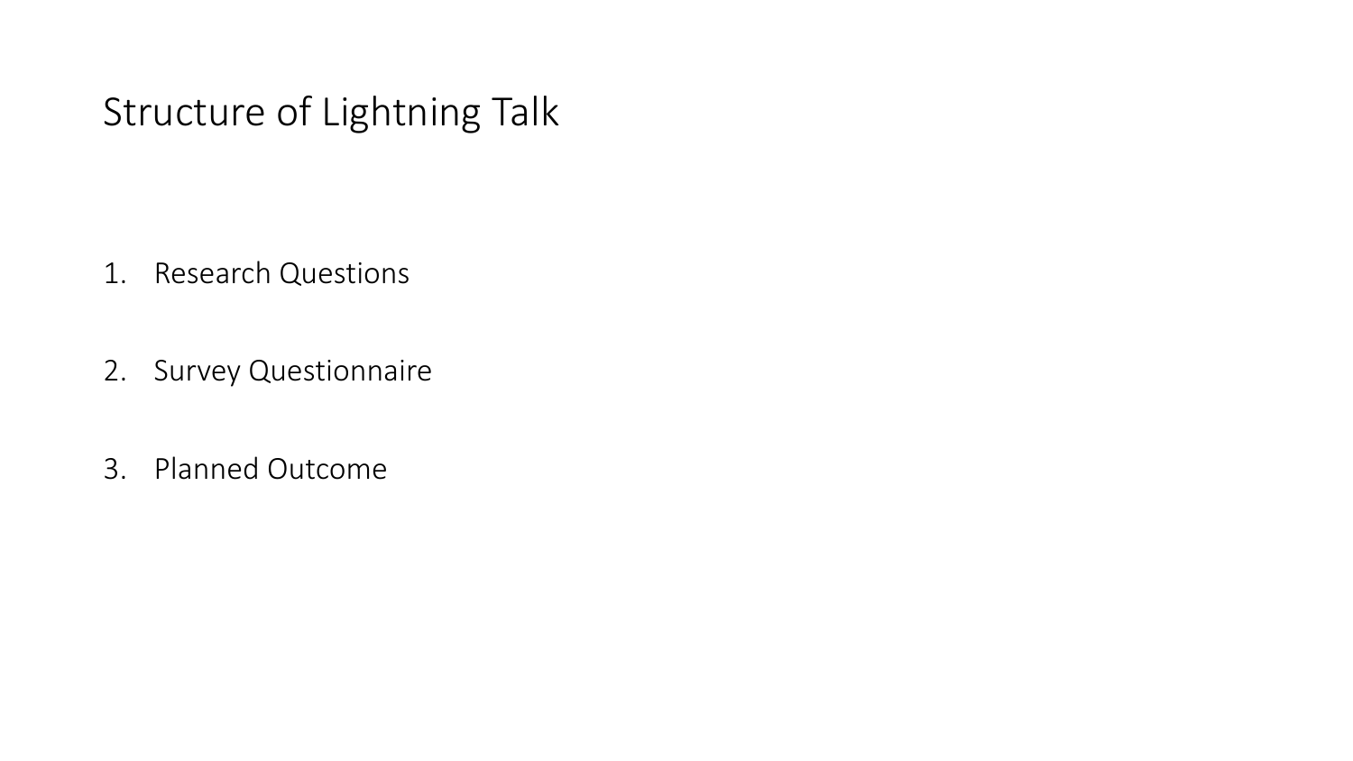# Structure of Lightning Talk

1. Research Questions
2. Survey Questionnaire
3. Planned Outcome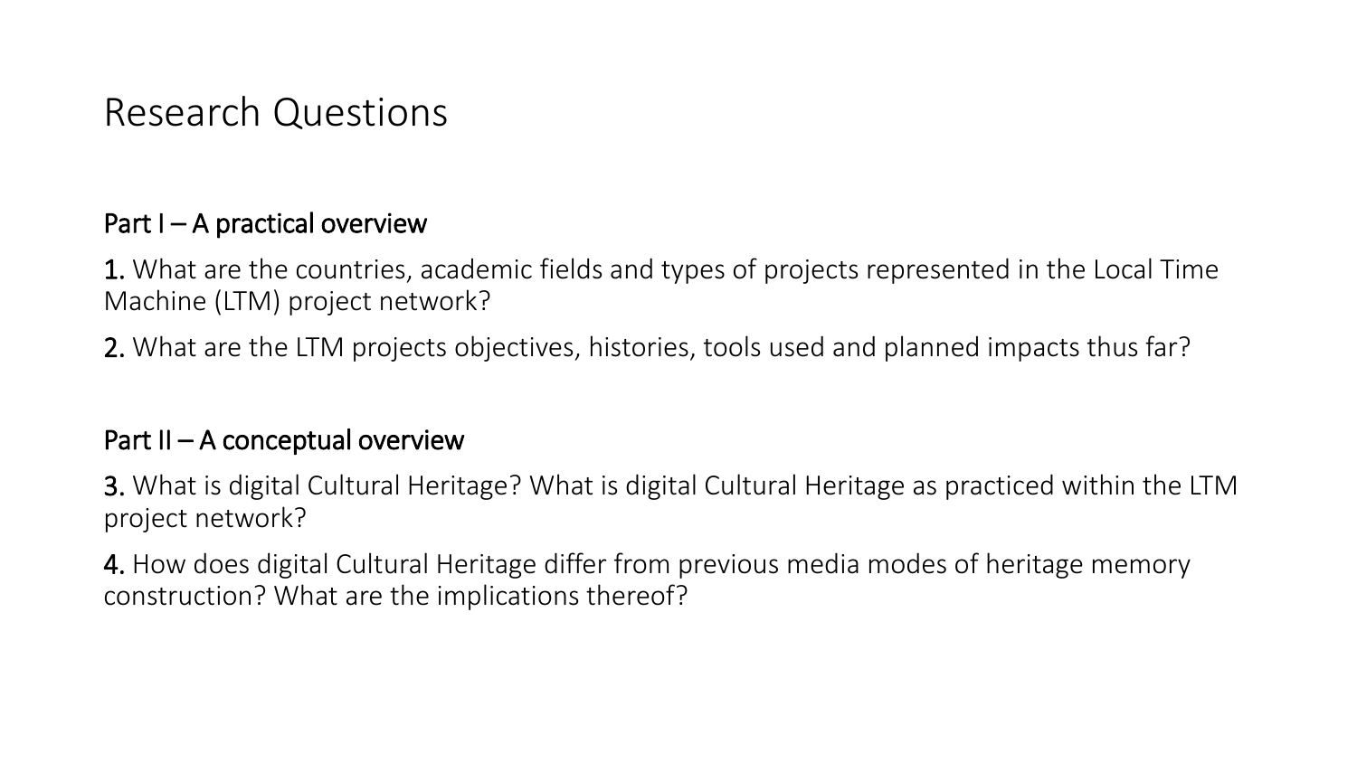# Research Questions

## Part I – A practical overview

**1.** What are the countries, academic fields and types of projects represented in the Local Time Machine (LTM) project network?

**2.** What are the LTM projects objectives, histories, tools used and planned impacts thus far?

## Part II – A conceptual overview

**3.** What is digital Cultural Heritage? What is digital Cultural Heritage as practiced within the LTM project network?

**4.** How does digital Cultural Heritage differ from previous media modes of heritage memory construction? What are the implications thereof?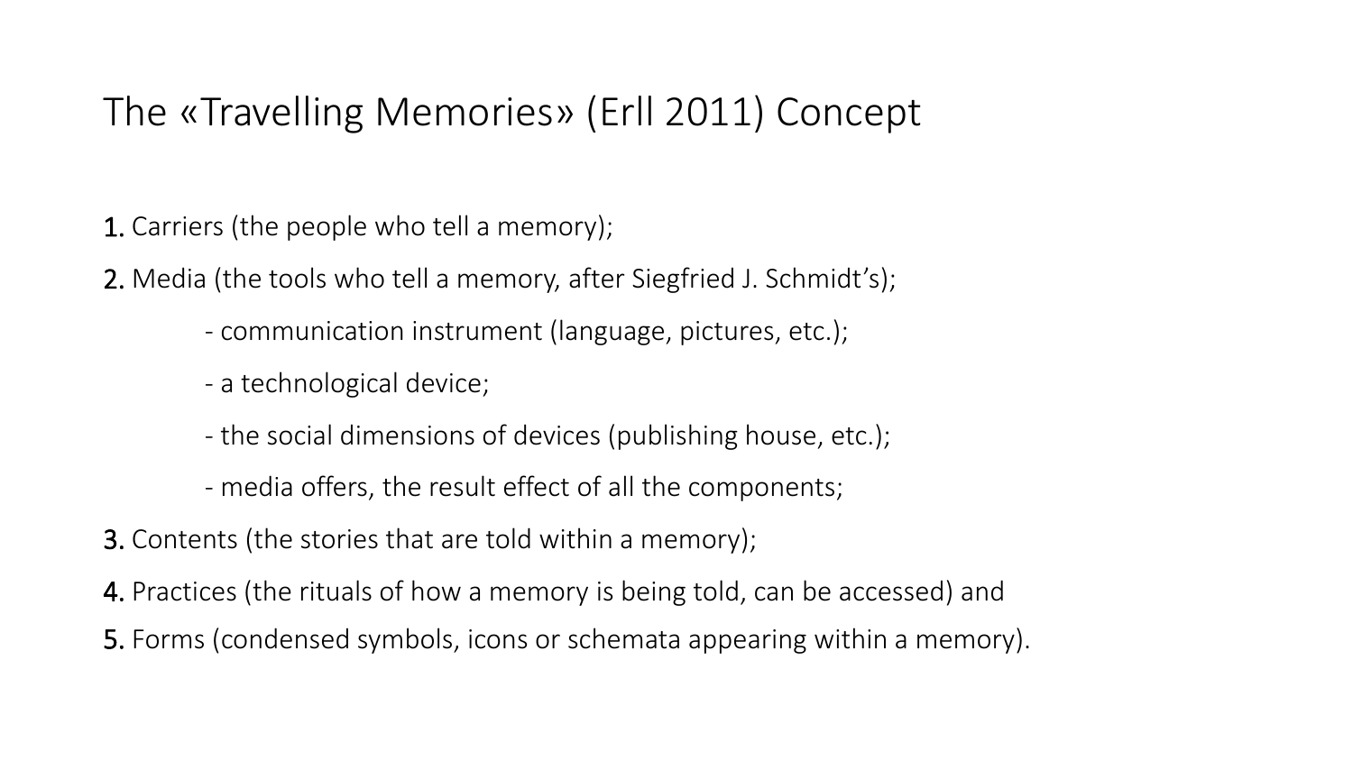# The «Travelling Memories» (Erll 2011) Concept

**1.** Carriers (the people who tell a memory);

**2.** Media (the tools who tell a memory, after Siegfried J. Schmidt's);

- communication instrument (language, pictures, etc.);
- a technological device;
- the social dimensions of devices (publishing house, etc.);
- media offers, the result effect of all the components;

**3.** Contents (the stories that are told within a memory);

**4.** Practices (the rituals of how a memory is being told, can be accessed) and

**5.** Forms (condensed symbols, icons or schemata appearing within a memory).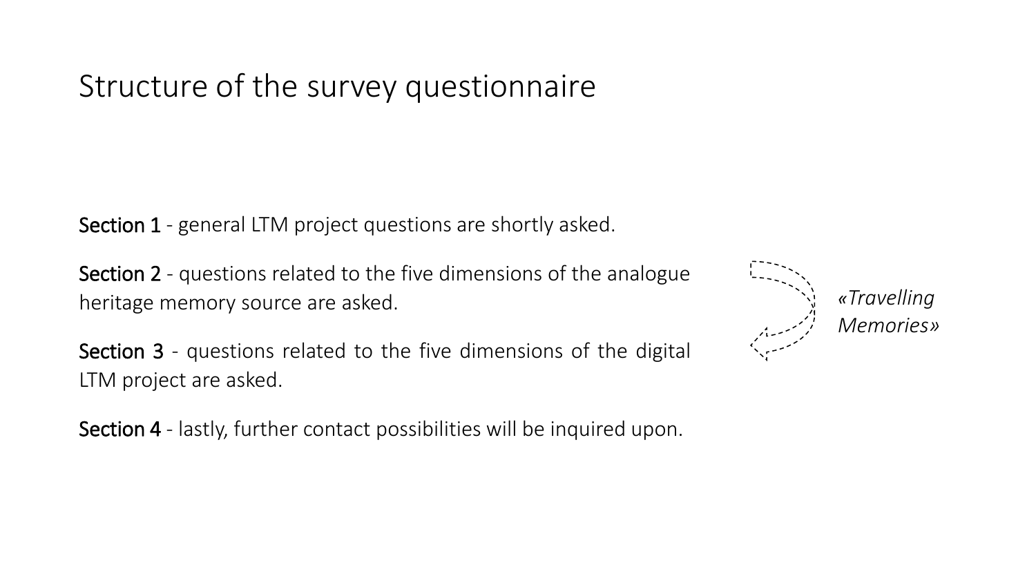# Structure of the survey questionnaire

**Section 1** - general LTM project questions are shortly asked.

**Section 2** - questions related to the five dimensions of the analogue heritage memory source are asked.

**Section 3** - questions related to the five dimensions of the digital LTM project are asked.

**Section 4** - lastly, further contact possibilities will be inquired upon.

*«Travelling Memories»*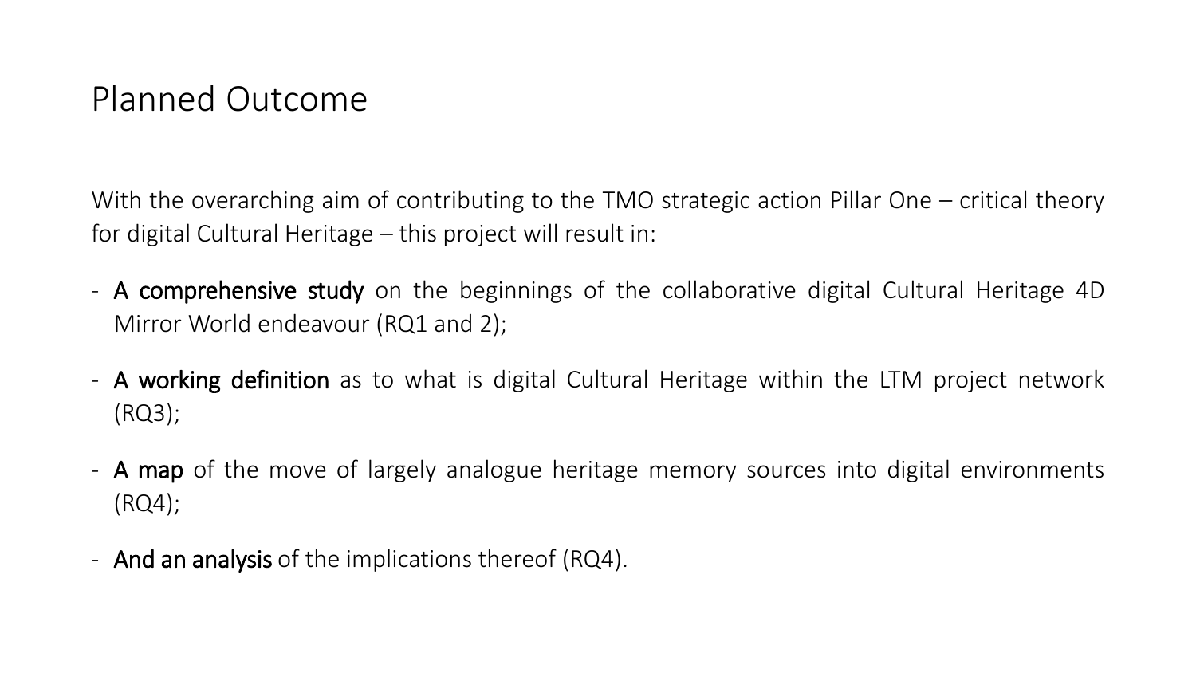# Planned Outcome

With the overarching aim of contributing to the TMO strategic action Pillar One – critical theory for digital Cultural Heritage – this project will result in:

- **A comprehensive study** on the beginnings of the collaborative digital Cultural Heritage 4D Mirror World endeavour (RQ1 and 2);
- **A working definition** as to what is digital Cultural Heritage within the LTM project network (RQ3);
- **A map** of the move of largely analogue heritage memory sources into digital environments (RQ4);
- **And an analysis** of the implications thereof (RQ4).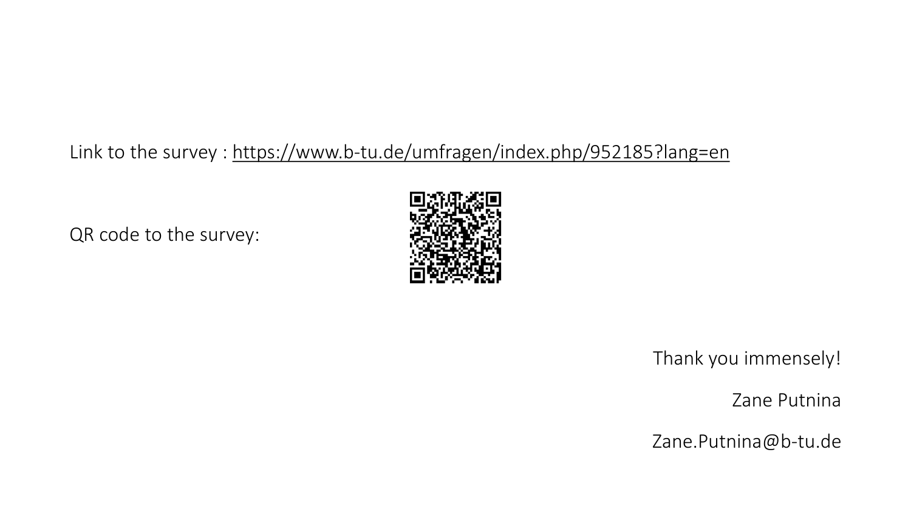Link to the survey : https://www.b-tu.de/umfragen/index.php/952185?lang=en

QR code to the survey:

Thank you immensely!

Zane Putnina

Zane.Putnina@b-tu.de